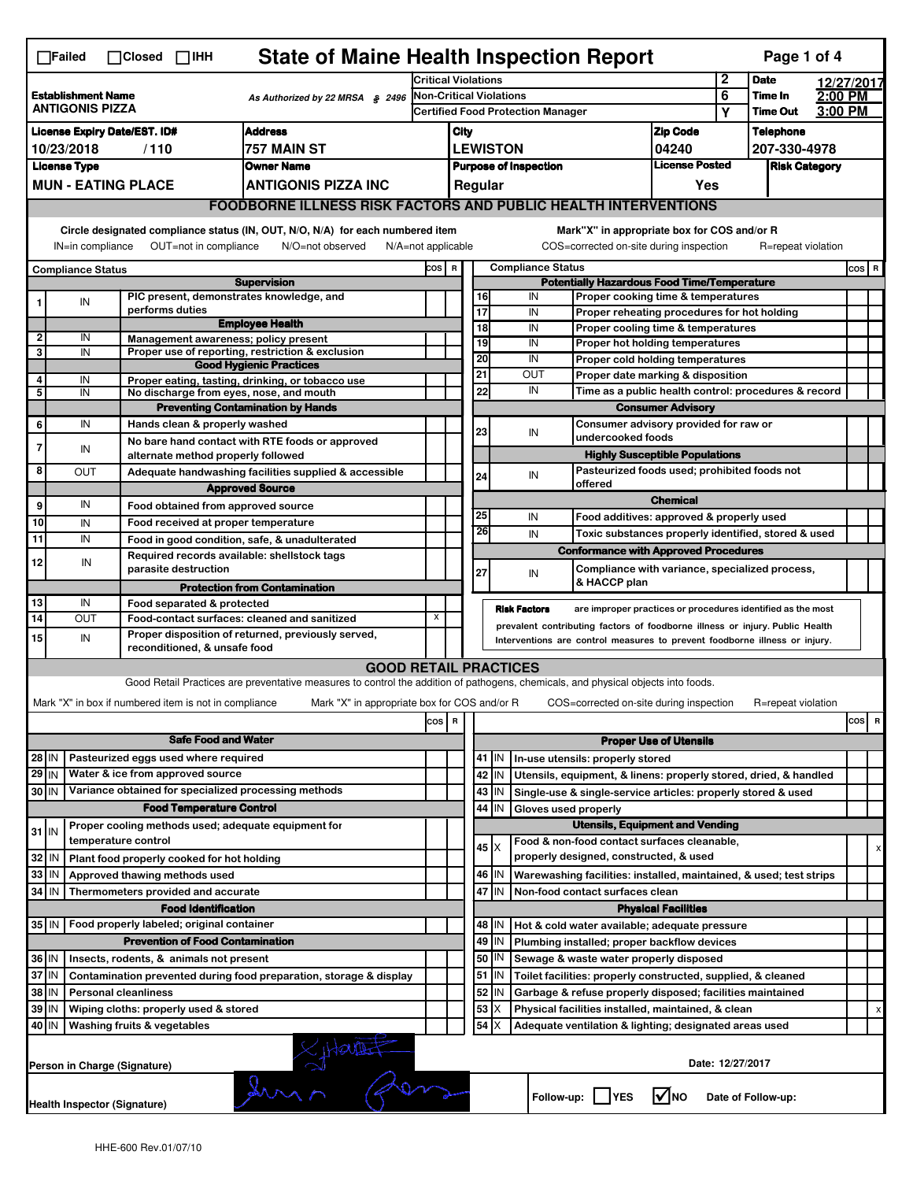☐Failed ☐Closed ☐IHH

# State of Maine Health Inspection Report

| | | | | |
|---|---|---|---|---|
| **Establishment Name** ANTIGONIS PIZZA | As Authorized by 22 MRSA § 2496 | Critical Violations | 2 | **Date** 12/27/2017 |
| | | Non-Critical Violations | 6 | **Time In** 2:00 PM |
| | | Certified Food Protection Manager | Y | **Time Out** 3:00 PM |

| License Expiry Date/EST. ID# | Address | City | Zip Code | Telephone |
|---|---|---|---|---|
| 10/23/2018 / 110 | 757 MAIN ST | LEWISTON | 04240 | 207-330-4978 |
| **License Type** | **Owner Name** | **Purpose of Inspection** | **License Posted** | **Risk Category** |
| MUN - EATING PLACE | ANTIGONIS PIZZA INC | Regular | Yes | |

## FOODBORNE ILLNESS RISK FACTORS AND PUBLIC HEALTH INTERVENTIONS

Circle designated compliance status (IN, OUT, N/O, N/A) for each numbered item — IN=in compliance OUT=not in compliance N/O=not observed N/A=not applicable

Mark"X" in appropriate box for COS and/or R — COS=corrected on-site during inspection R=repeat violation

| # | Compliance Status | Item | COS | R |
|---|---|---|---|---|
| | | **Supervision** | | |
| 1 | IN | PIC present, demonstrates knowledge, and performs duties | | |
| | | **Employee Health** | | |
| 2 | IN | Management awareness; policy present | | |
| 3 | IN | Proper use of reporting, restriction & exclusion | | |
| | | **Good Hygienic Practices** | | |
| 4 | IN | Proper eating, tasting, drinking, or tobacco use | | |
| 5 | IN | No discharge from eyes, nose, and mouth | | |
| | | **Preventing Contamination by Hands** | | |
| 6 | IN | Hands clean & properly washed | | |
| 7 | IN | No bare hand contact with RTE foods or approved alternate method properly followed | | |
| 8 | OUT | Adequate handwashing facilities supplied & accessible | | |
| | | **Approved Source** | | |
| 9 | IN | Food obtained from approved source | | |
| 10 | IN | Food received at proper temperature | | |
| 11 | IN | Food in good condition, safe, & unadulterated | | |
| 12 | IN | Required records available: shellstock tags parasite destruction | | |
| | | **Protection from Contamination** | | |
| 13 | IN | Food separated & protected | | |
| 14 | OUT | Food-contact surfaces: cleaned and sanitized | X | |
| 15 | IN | Proper disposition of returned, previously served, reconditioned, & unsafe food | | |
| | | **Potentially Hazardous Food Time/Temperature** | | |
| 16 | IN | Proper cooking time & temperatures | | |
| 17 | IN | Proper reheating procedures for hot holding | | |
| 18 | IN | Proper cooling time & temperatures | | |
| 19 | IN | Proper hot holding temperatures | | |
| 20 | IN | Proper cold holding temperatures | | |
| 21 | OUT | Proper date marking & disposition | | |
| 22 | IN | Time as a public health control: procedures & record | | |
| | | **Consumer Advisory** | | |
| 23 | IN | Consumer advisory provided for raw or undercooked foods | | |
| | | **Highly Susceptible Populations** | | |
| 24 | IN | Pasteurized foods used; prohibited foods not offered | | |
| | | **Chemical** | | |
| 25 | IN | Food additives: approved & properly used | | |
| 26 | IN | Toxic substances properly identified, stored & used | | |
| | | **Conformance with Approved Procedures** | | |
| 27 | IN | Compliance with variance, specialized process, & HACCP plan | | |

**Risk Factors** are improper practices or procedures identified as the most prevalent contributing factors of foodborne illness or injury. Public Health Interventions are control measures to prevent foodborne illness or injury.

## GOOD RETAIL PRACTICES

Good Retail Practices are preventative measures to control the addition of pathogens, chemicals, and physical objects into foods.

Mark "X" in box if numbered item is not in compliance — Mark "X" in appropriate box for COS and/or R — COS=corrected on-site during inspection R=repeat violation

| # | Status | Item | COS | R |
|---|---|---|---|---|
| | | **Safe Food and Water** | | |
| 28 | IN | Pasteurized eggs used where required | | |
| 29 | IN | Water & ice from approved source | | |
| 30 | IN | Variance obtained for specialized processing methods | | |
| | | **Food Temperature Control** | | |
| 31 | IN | Proper cooling methods used; adequate equipment for temperature control | | |
| 32 | IN | Plant food properly cooked for hot holding | | |
| 33 | IN | Approved thawing methods used | | |
| 34 | IN | Thermometers provided and accurate | | |
| | | **Food Identification** | | |
| 35 | IN | Food properly labeled; original container | | |
| | | **Prevention of Food Contamination** | | |
| 36 | IN | Insects, rodents, & animals not present | | |
| 37 | IN | Contamination prevented during food preparation, storage & display | | |
| 38 | IN | Personal cleanliness | | |
| 39 | IN | Wiping cloths: properly used & stored | | |
| 40 | IN | Washing fruits & vegetables | | |
| | | **Proper Use of Utensils** | | |
| 41 | IN | In-use utensils: properly stored | | |
| 42 | IN | Utensils, equipment, & linens: properly stored, dried, & handled | | |
| 43 | IN | Single-use & single-service articles: properly stored & used | | |
| 44 | IN | Gloves used properly | | |
| | | **Utensils, Equipment and Vending** | | |
| 45 | X | Food & non-food contact surfaces cleanable, properly designed, constructed, & used | | X |
| 46 | IN | Warewashing facilities: installed, maintained, & used; test strips | | |
| 47 | IN | Non-food contact surfaces clean | | |
| | | **Physical Facilities** | | |
| 48 | IN | Hot & cold water available; adequate pressure | | |
| 49 | IN | Plumbing installed; proper backflow devices | | |
| 50 | IN | Sewage & waste water properly disposed | | |
| 51 | IN | Toilet facilities: properly constructed, supplied, & cleaned | | |
| 52 | IN | Garbage & refuse properly disposed; facilities maintained | | |
| 53 | X | Physical facilities installed, maintained, & clean | | X |
| 54 | X | Adequate ventilation & lighting; designated areas used | | |

Person in Charge (Signature) — Date: 12/27/2017

Health Inspector (Signature) — Follow-up: ☐YES ☑NO Date of Follow-up:

HHE-600 Rev.01/07/10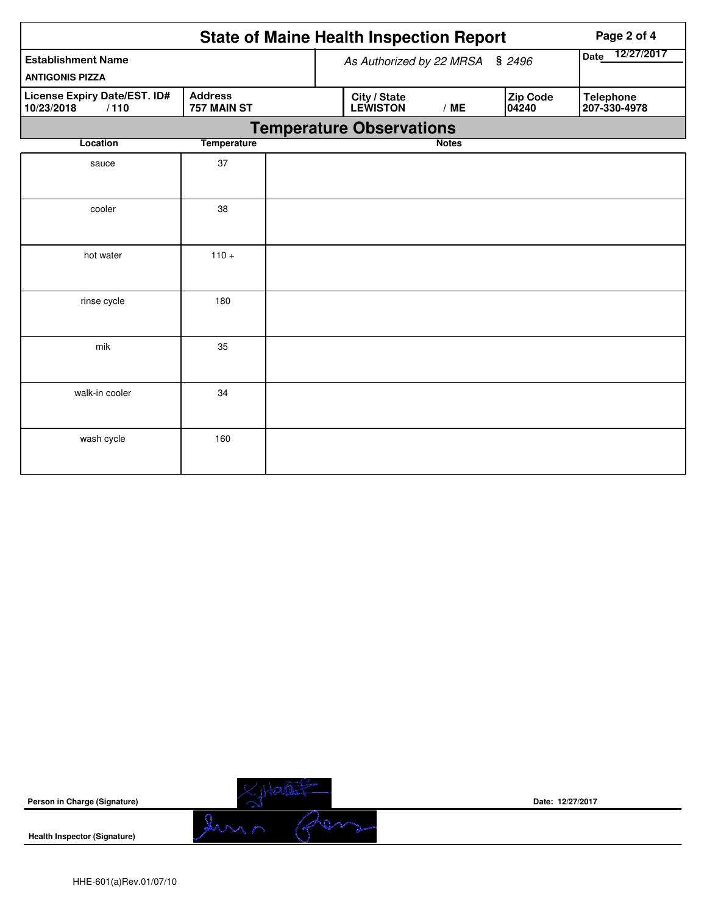# State of Maine Health Inspection Report

| Establishment Name | As Authorized by 22 MRSA § 2496 | | | Date 12/27/2017 |
|---|---|---|---|---|
| ANTIGONIS PIZZA | | | | |
| **License Expiry Date/EST. ID#** 10/23/2018 / 110 | **Address** 757 MAIN ST | **City / State** LEWISTON / ME | **Zip Code** 04240 | **Telephone** 207-330-4978 |

## Temperature Observations

| Location | Temperature | Notes |
|---|---|---|
| sauce | 37 | |
| cooler | 38 | |
| hot water | 110 + | |
| rinse cycle | 180 | |
| mik | 35 | |
| walk-in cooler | 34 | |
| wash cycle | 160 | |

**Person in Charge (Signature)** Date: 12/27/2017

**Health Inspector (Signature)**

HHE-601(a)Rev.01/07/10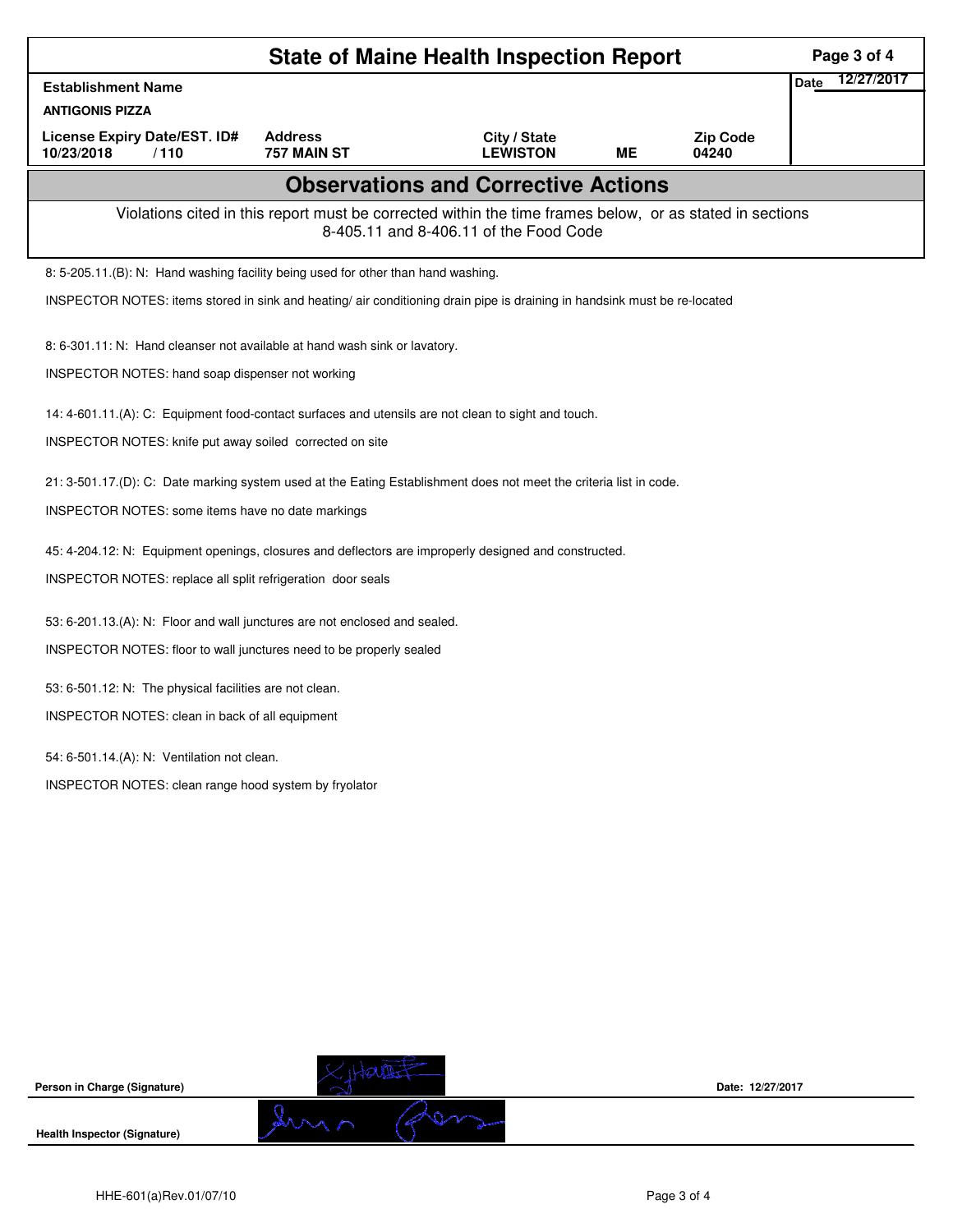# State of Maine Health Inspection Report

| Establishment Name | | | | | Date 12/27/2017 |
|---|---|---|---|---|---|
| ANTIGONIS PIZZA | | | | | |
| License Expiry Date/EST. ID# | Address | City / State | | Zip Code | |
| 10/23/2018 / 110 | 757 MAIN ST | LEWISTON | ME | 04240 | |

## Observations and Corrective Actions

Violations cited in this report must be corrected within the time frames below, or as stated in sections 8-405.11 and 8-406.11 of the Food Code

8: 5-205.11.(B): N: Hand washing facility being used for other than hand washing.

INSPECTOR NOTES: items stored in sink and heating/ air conditioning drain pipe is draining in handsink must be re-located

8: 6-301.11: N: Hand cleanser not available at hand wash sink or lavatory.

INSPECTOR NOTES: hand soap dispenser not working

14: 4-601.11.(A): C: Equipment food-contact surfaces and utensils are not clean to sight and touch.

INSPECTOR NOTES: knife put away soiled corrected on site

21: 3-501.17.(D): C: Date marking system used at the Eating Establishment does not meet the criteria list in code.

INSPECTOR NOTES: some items have no date markings

45: 4-204.12: N: Equipment openings, closures and deflectors are improperly designed and constructed.

INSPECTOR NOTES: replace all split refrigeration door seals

53: 6-201.13.(A): N: Floor and wall junctures are not enclosed and sealed.

INSPECTOR NOTES: floor to wall junctures need to be properly sealed

53: 6-501.12: N: The physical facilities are not clean.

INSPECTOR NOTES: clean in back of all equipment

54: 6-501.14.(A): N: Ventilation not clean.

INSPECTOR NOTES: clean range hood system by fryolator

Person in Charge (Signature) Date: 12/27/2017

Health Inspector (Signature)

HHE-601(a)Rev.01/07/10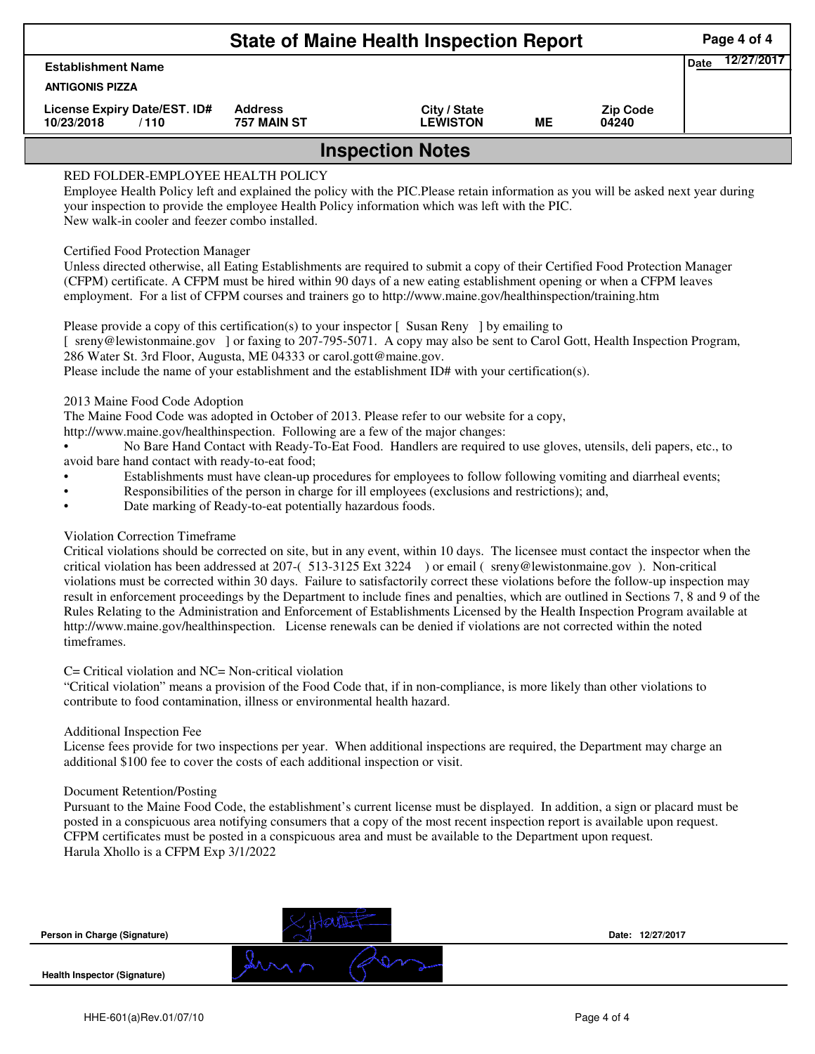# State of Maine Health Inspection Report

| | | | | | |
|---|---|---|---|---|---|
| **Establishment Name** | | | | | **Date** 12/27/2017 |
| **ANTIGONIS PIZZA** | | | | | |
| **License Expiry Date/EST. ID#** | **Address** | **City / State** | | **Zip Code** | |
| **10/23/2018 / 110** | **757 MAIN ST** | **LEWISTON** | **ME** | **04240** | |

## Inspection Notes

RED FOLDER-EMPLOYEE HEALTH POLICY
Employee Health Policy left and explained the policy with the PIC.Please retain information as you will be asked next year during your inspection to provide the employee Health Policy information which was left with the PIC.
New walk-in cooler and feezer combo installed.

Certified Food Protection Manager
Unless directed otherwise, all Eating Establishments are required to submit a copy of their Certified Food Protection Manager (CFPM) certificate. A CFPM must be hired within 90 days of a new eating establishment opening or when a CFPM leaves employment. For a list of CFPM courses and trainers go to http://www.maine.gov/healthinspection/training.htm

Please provide a copy of this certification(s) to your inspector [ Susan Reny ] by emailing to
[ sreny@lewistonmaine.gov ] or faxing to 207-795-5071. A copy may also be sent to Carol Gott, Health Inspection Program, 286 Water St. 3rd Floor, Augusta, ME 04333 or carol.gott@maine.gov.
Please include the name of your establishment and the establishment ID# with your certification(s).

2013 Maine Food Code Adoption
The Maine Food Code was adopted in October of 2013. Please refer to our website for a copy, http://www.maine.gov/healthinspection. Following are a few of the major changes:

- No Bare Hand Contact with Ready-To-Eat Food. Handlers are required to use gloves, utensils, deli papers, etc., to avoid bare hand contact with ready-to-eat food;
- Establishments must have clean-up procedures for employees to follow following vomiting and diarrheal events;
- Responsibilities of the person in charge for ill employees (exclusions and restrictions); and,
- Date marking of Ready-to-eat potentially hazardous foods.

Violation Correction Timeframe
Critical violations should be corrected on site, but in any event, within 10 days. The licensee must contact the inspector when the critical violation has been addressed at 207-( 513-3125 Ext 3224 ) or email ( sreny@lewistonmaine.gov ). Non-critical violations must be corrected within 30 days. Failure to satisfactorily correct these violations before the follow-up inspection may result in enforcement proceedings by the Department to include fines and penalties, which are outlined in Sections 7, 8 and 9 of the Rules Relating to the Administration and Enforcement of Establishments Licensed by the Health Inspection Program available at http://www.maine.gov/healthinspection. License renewals can be denied if violations are not corrected within the noted timeframes.

C= Critical violation and NC= Non-critical violation
"Critical violation" means a provision of the Food Code that, if in non-compliance, is more likely than other violations to contribute to food contamination, illness or environmental health hazard.

Additional Inspection Fee
License fees provide for two inspections per year. When additional inspections are required, the Department may charge an additional $100 fee to cover the costs of each additional inspection or visit.

Document Retention/Posting
Pursuant to the Maine Food Code, the establishment's current license must be displayed. In addition, a sign or placard must be posted in a conspicuous area notifying consumers that a copy of the most recent inspection report is available upon request. CFPM certificates must be posted in a conspicuous area and must be available to the Department upon request.
Harula Xhollo is a CFPM Exp 3/1/2022

**Person in Charge (Signature)** **Date:** 12/27/2017

**Health Inspector (Signature)**

HHE-601(a)Rev.01/07/10